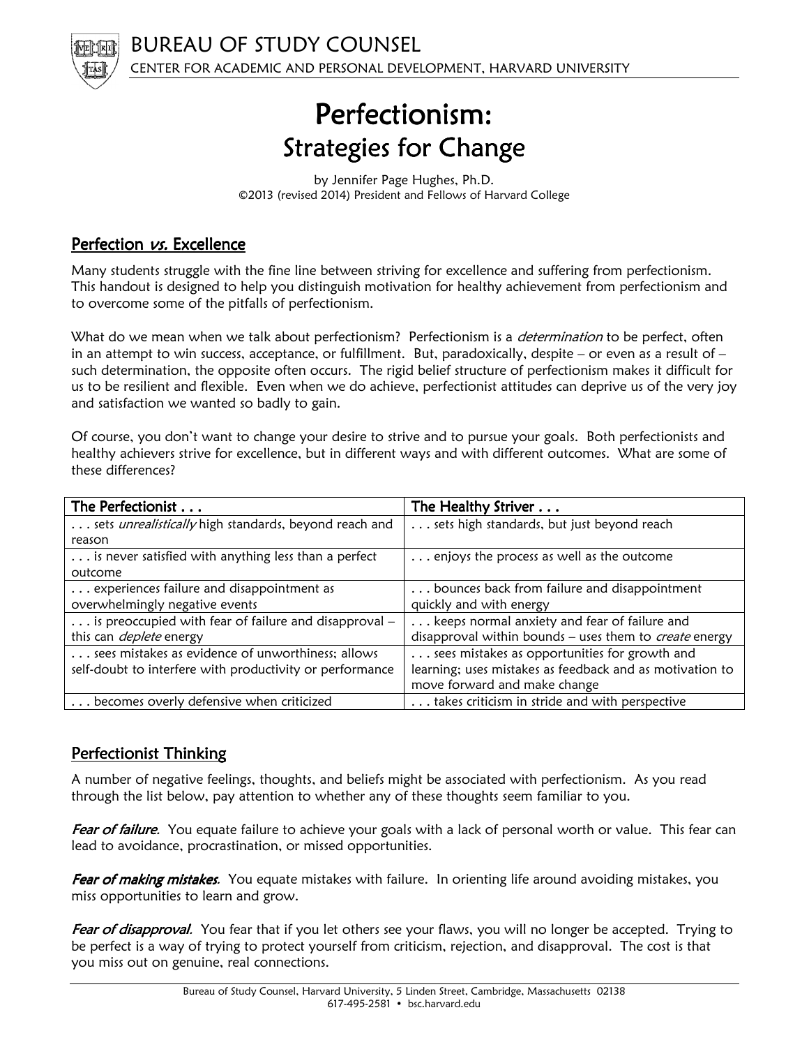BUREAU OF STUDY COUNSEL

CENTER FOR ACADEMIC AND PERSONAL DEVELOPMENT, HARVARD UNIVERSITY

# Perfectionism: Strategies for Change

by Jennifer Page Hughes, Ph.D.
©2013 (revised 2014) President and Fellows of Harvard College

## Perfection *vs.* Excellence

Many students struggle with the fine line between striving for excellence and suffering from perfectionism. This handout is designed to help you distinguish motivation for healthy achievement from perfectionism and to overcome some of the pitfalls of perfectionism.

What do we mean when we talk about perfectionism? Perfectionism is a *determination* to be perfect, often in an attempt to win success, acceptance, or fulfillment. But, paradoxically, despite – or even as a result of – such determination, the opposite often occurs. The rigid belief structure of perfectionism makes it difficult for us to be resilient and flexible. Even when we do achieve, perfectionist attitudes can deprive us of the very joy and satisfaction we wanted so badly to gain.

Of course, you don't want to change your desire to strive and to pursue your goals. Both perfectionists and healthy achievers strive for excellence, but in different ways and with different outcomes. What are some of these differences?

| The Perfectionist . . . | The Healthy Striver . . . |
|---|---|
| . . . sets *unrealistically* high standards, beyond reach and reason | . . . sets high standards, but just beyond reach |
| . . . is never satisfied with anything less than a perfect outcome | . . . enjoys the process as well as the outcome |
| . . . experiences failure and disappointment as overwhelmingly negative events | . . . bounces back from failure and disappointment quickly and with energy |
| . . . is preoccupied with fear of failure and disapproval – this can *deplete* energy | . . . keeps normal anxiety and fear of failure and disapproval within bounds – uses them to *create* energy |
| . . . sees mistakes as evidence of unworthiness; allows self-doubt to interfere with productivity or performance | . . . sees mistakes as opportunities for growth and learning; uses mistakes as feedback and as motivation to move forward and make change |
| . . . becomes overly defensive when criticized | . . . takes criticism in stride and with perspective |

## Perfectionist Thinking

A number of negative feelings, thoughts, and beliefs might be associated with perfectionism. As you read through the list below, pay attention to whether any of these thoughts seem familiar to you.

***Fear of failure.*** You equate failure to achieve your goals with a lack of personal worth or value. This fear can lead to avoidance, procrastination, or missed opportunities.

***Fear of making mistakes.*** You equate mistakes with failure. In orienting life around avoiding mistakes, you miss opportunities to learn and grow.

***Fear of disapproval.*** You fear that if you let others see your flaws, you will no longer be accepted. Trying to be perfect is a way of trying to protect yourself from criticism, rejection, and disapproval. The cost is that you miss out on genuine, real connections.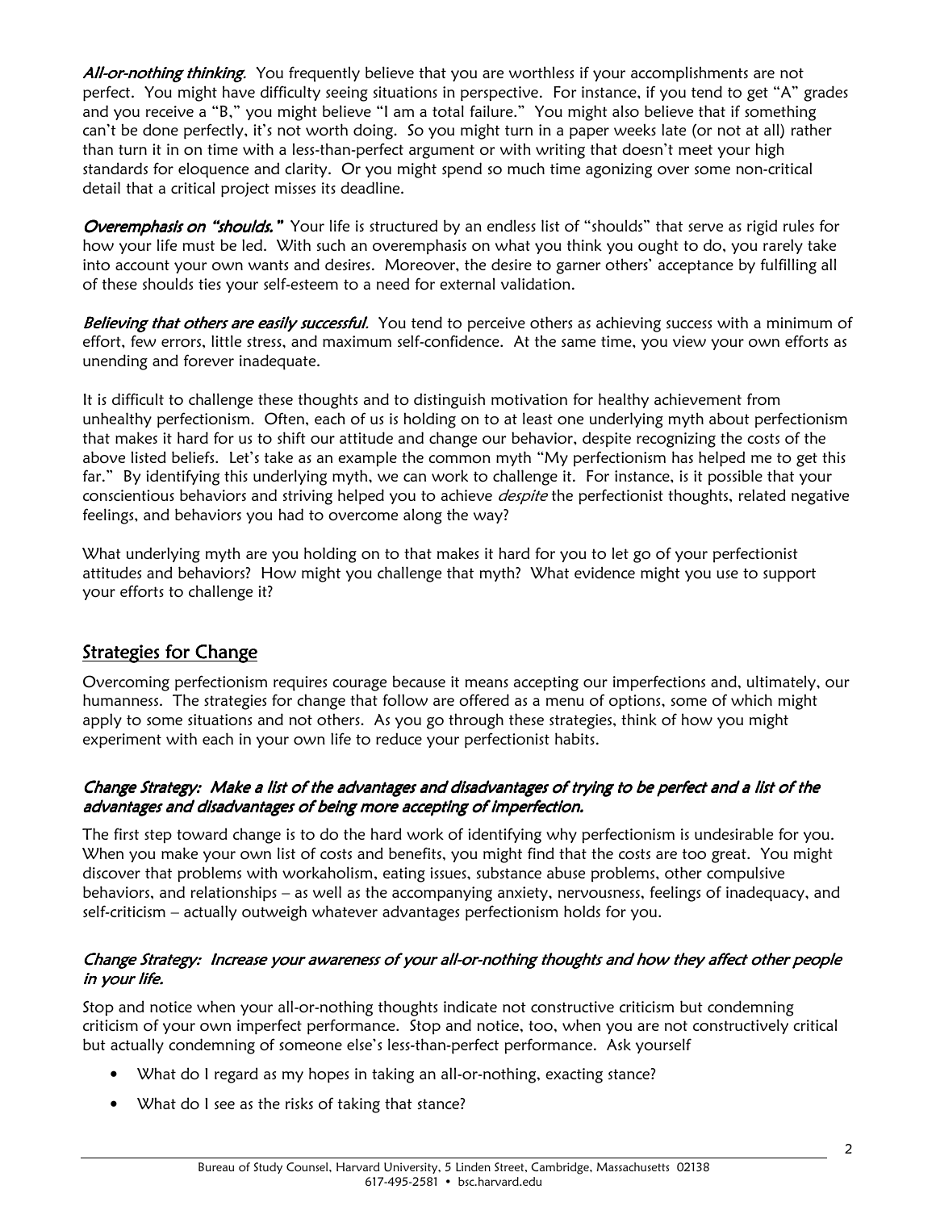*All-or-nothing thinking*. You frequently believe that you are worthless if your accomplishments are not perfect. You might have difficulty seeing situations in perspective. For instance, if you tend to get "A" grades and you receive a "B," you might believe "I am a total failure." You might also believe that if something can't be done perfectly, it's not worth doing. So you might turn in a paper weeks late (or not at all) rather than turn it in on time with a less-than-perfect argument or with writing that doesn't meet your high standards for eloquence and clarity. Or you might spend so much time agonizing over some non-critical detail that a critical project misses its deadline.

*Overemphasis on "shoulds."* Your life is structured by an endless list of "shoulds" that serve as rigid rules for how your life must be led. With such an overemphasis on what you think you ought to do, you rarely take into account your own wants and desires. Moreover, the desire to garner others' acceptance by fulfilling all of these shoulds ties your self-esteem to a need for external validation.

*Believing that others are easily successful*. You tend to perceive others as achieving success with a minimum of effort, few errors, little stress, and maximum self-confidence. At the same time, you view your own efforts as unending and forever inadequate.

It is difficult to challenge these thoughts and to distinguish motivation for healthy achievement from unhealthy perfectionism. Often, each of us is holding on to at least one underlying myth about perfectionism that makes it hard for us to shift our attitude and change our behavior, despite recognizing the costs of the above listed beliefs. Let's take as an example the common myth "My perfectionism has helped me to get this far." By identifying this underlying myth, we can work to challenge it. For instance, is it possible that your conscientious behaviors and striving helped you to achieve *despite* the perfectionist thoughts, related negative feelings, and behaviors you had to overcome along the way?

What underlying myth are you holding on to that makes it hard for you to let go of your perfectionist attitudes and behaviors? How might you challenge that myth? What evidence might you use to support your efforts to challenge it?

## Strategies for Change

Overcoming perfectionism requires courage because it means accepting our imperfections and, ultimately, our humanness. The strategies for change that follow are offered as a menu of options, some of which might apply to some situations and not others. As you go through these strategies, think of how you might experiment with each in your own life to reduce your perfectionist habits.

### *Change Strategy: Make a list of the advantages and disadvantages of trying to be perfect and a list of the advantages and disadvantages of being more accepting of imperfection.*

The first step toward change is to do the hard work of identifying why perfectionism is undesirable for you. When you make your own list of costs and benefits, you might find that the costs are too great. You might discover that problems with workaholism, eating issues, substance abuse problems, other compulsive behaviors, and relationships – as well as the accompanying anxiety, nervousness, feelings of inadequacy, and self-criticism – actually outweigh whatever advantages perfectionism holds for you.

### *Change Strategy: Increase your awareness of your all-or-nothing thoughts and how they affect other people in your life.*

Stop and notice when your all-or-nothing thoughts indicate not constructive criticism but condemning criticism of your own imperfect performance. Stop and notice, too, when you are not constructively critical but actually condemning of someone else's less-than-perfect performance. Ask yourself

- What do I regard as my hopes in taking an all-or-nothing, exacting stance?
- What do I see as the risks of taking that stance?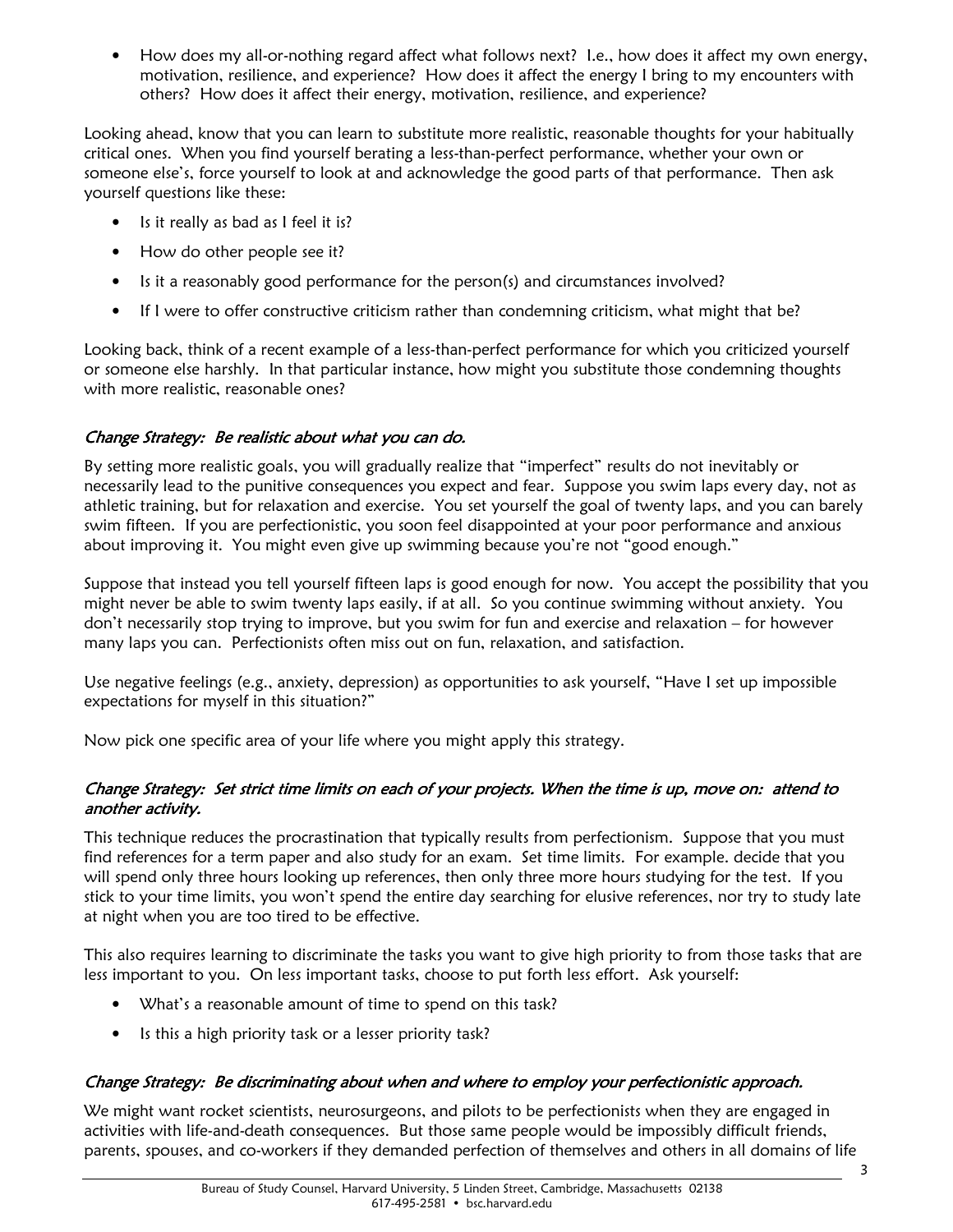- How does my all-or-nothing regard affect what follows next? I.e., how does it affect my own energy, motivation, resilience, and experience? How does it affect the energy I bring to my encounters with others? How does it affect their energy, motivation, resilience, and experience?

Looking ahead, know that you can learn to substitute more realistic, reasonable thoughts for your habitually critical ones. When you find yourself berating a less-than-perfect performance, whether your own or someone else's, force yourself to look at and acknowledge the good parts of that performance. Then ask yourself questions like these:

- Is it really as bad as I feel it is?
- How do other people see it?
- Is it a reasonably good performance for the person(s) and circumstances involved?
- If I were to offer constructive criticism rather than condemning criticism, what might that be?

Looking back, think of a recent example of a less-than-perfect performance for which you criticized yourself or someone else harshly. In that particular instance, how might you substitute those condemning thoughts with more realistic, reasonable ones?

### *Change Strategy: Be realistic about what you can do.*

By setting more realistic goals, you will gradually realize that "imperfect" results do not inevitably or necessarily lead to the punitive consequences you expect and fear. Suppose you swim laps every day, not as athletic training, but for relaxation and exercise. You set yourself the goal of twenty laps, and you can barely swim fifteen. If you are perfectionistic, you soon feel disappointed at your poor performance and anxious about improving it. You might even give up swimming because you're not "good enough."

Suppose that instead you tell yourself fifteen laps is good enough for now. You accept the possibility that you might never be able to swim twenty laps easily, if at all. So you continue swimming without anxiety. You don't necessarily stop trying to improve, but you swim for fun and exercise and relaxation – for however many laps you can. Perfectionists often miss out on fun, relaxation, and satisfaction.

Use negative feelings (e.g., anxiety, depression) as opportunities to ask yourself, "Have I set up impossible expectations for myself in this situation?"

Now pick one specific area of your life where you might apply this strategy.

### *Change Strategy: Set strict time limits on each of your projects. When the time is up, move on: attend to another activity.*

This technique reduces the procrastination that typically results from perfectionism. Suppose that you must find references for a term paper and also study for an exam. Set time limits. For example. decide that you will spend only three hours looking up references, then only three more hours studying for the test. If you stick to your time limits, you won't spend the entire day searching for elusive references, nor try to study late at night when you are too tired to be effective.

This also requires learning to discriminate the tasks you want to give high priority to from those tasks that are less important to you. On less important tasks, choose to put forth less effort. Ask yourself:

- What's a reasonable amount of time to spend on this task?
- Is this a high priority task or a lesser priority task?

### *Change Strategy: Be discriminating about when and where to employ your perfectionistic approach.*

We might want rocket scientists, neurosurgeons, and pilots to be perfectionists when they are engaged in activities with life-and-death consequences. But those same people would be impossibly difficult friends, parents, spouses, and co-workers if they demanded perfection of themselves and others in all domains of life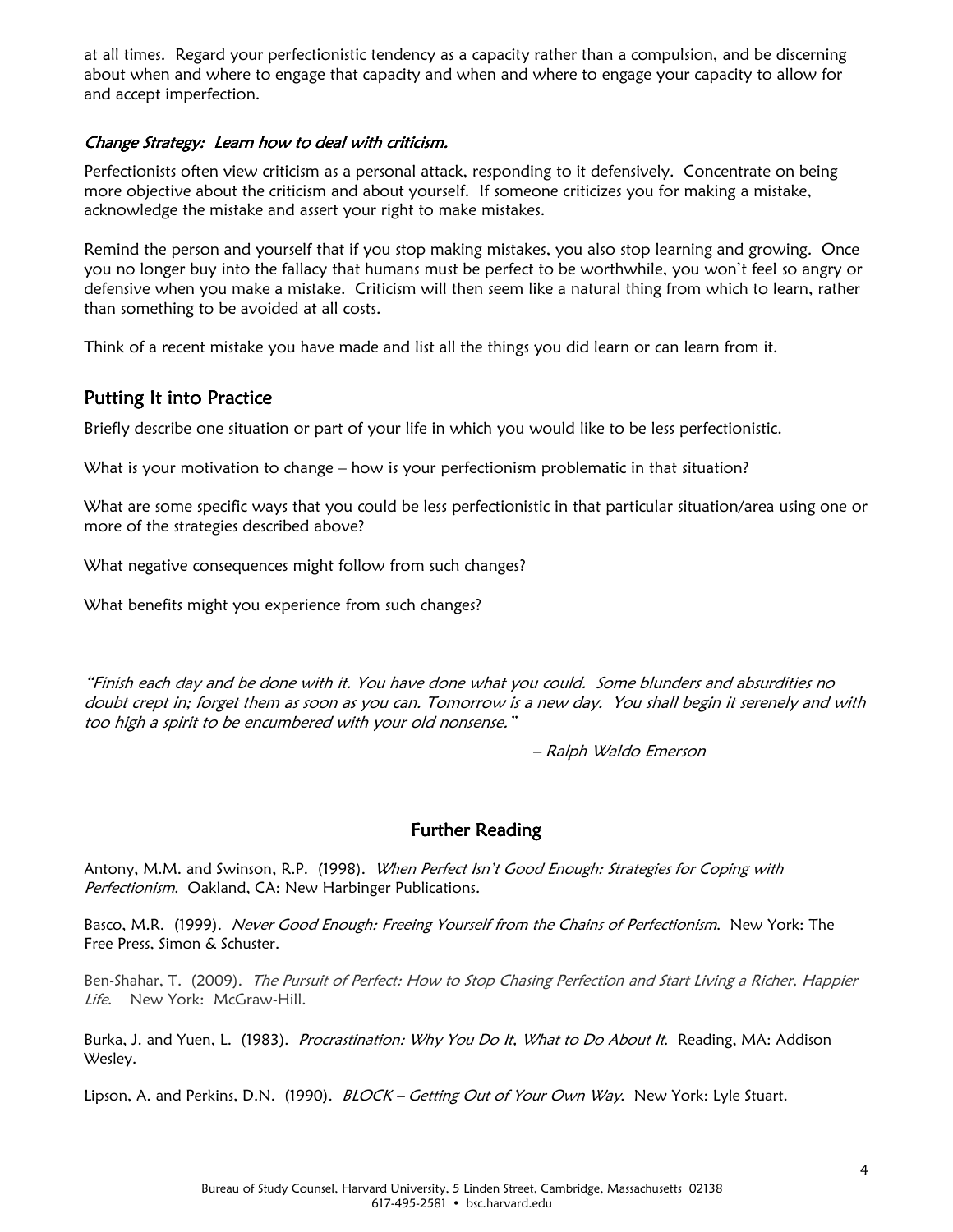at all times. Regard your perfectionistic tendency as a capacity rather than a compulsion, and be discerning about when and where to engage that capacity and when and where to engage your capacity to allow for and accept imperfection.

### *Change Strategy: Learn how to deal with criticism.*

Perfectionists often view criticism as a personal attack, responding to it defensively. Concentrate on being more objective about the criticism and about yourself. If someone criticizes you for making a mistake, acknowledge the mistake and assert your right to make mistakes.

Remind the person and yourself that if you stop making mistakes, you also stop learning and growing. Once you no longer buy into the fallacy that humans must be perfect to be worthwhile, you won't feel so angry or defensive when you make a mistake. Criticism will then seem like a natural thing from which to learn, rather than something to be avoided at all costs.

Think of a recent mistake you have made and list all the things you did learn or can learn from it.

## Putting It into Practice

Briefly describe one situation or part of your life in which you would like to be less perfectionistic.

What is your motivation to change – how is your perfectionism problematic in that situation?

What are some specific ways that you could be less perfectionistic in that particular situation/area using one or more of the strategies described above?

What negative consequences might follow from such changes?

What benefits might you experience from such changes?

*"Finish each day and be done with it. You have done what you could. Some blunders and absurdities no doubt crept in; forget them as soon as you can. Tomorrow is a new day. You shall begin it serenely and with too high a spirit to be encumbered with your old nonsense."*

*– Ralph Waldo Emerson*

## Further Reading

Antony, M.M. and Swinson, R.P. (1998). *When Perfect Isn't Good Enough: Strategies for Coping with Perfectionism*. Oakland, CA: New Harbinger Publications.

Basco, M.R. (1999). *Never Good Enough: Freeing Yourself from the Chains of Perfectionism*. New York: The Free Press, Simon & Schuster.

Ben-Shahar, T. (2009). *The Pursuit of Perfect: How to Stop Chasing Perfection and Start Living a Richer, Happier Life*. New York: McGraw-Hill.

Burka, J. and Yuen, L. (1983). *Procrastination: Why You Do It, What to Do About It*. Reading, MA: Addison Wesley.

Lipson, A. and Perkins, D.N. (1990). *BLOCK – Getting Out of Your Own Way*. New York: Lyle Stuart.

Bureau of Study Counsel, Harvard University, 5 Linden Street, Cambridge, Massachusetts 02138
617-495-2581 • bsc.harvard.edu